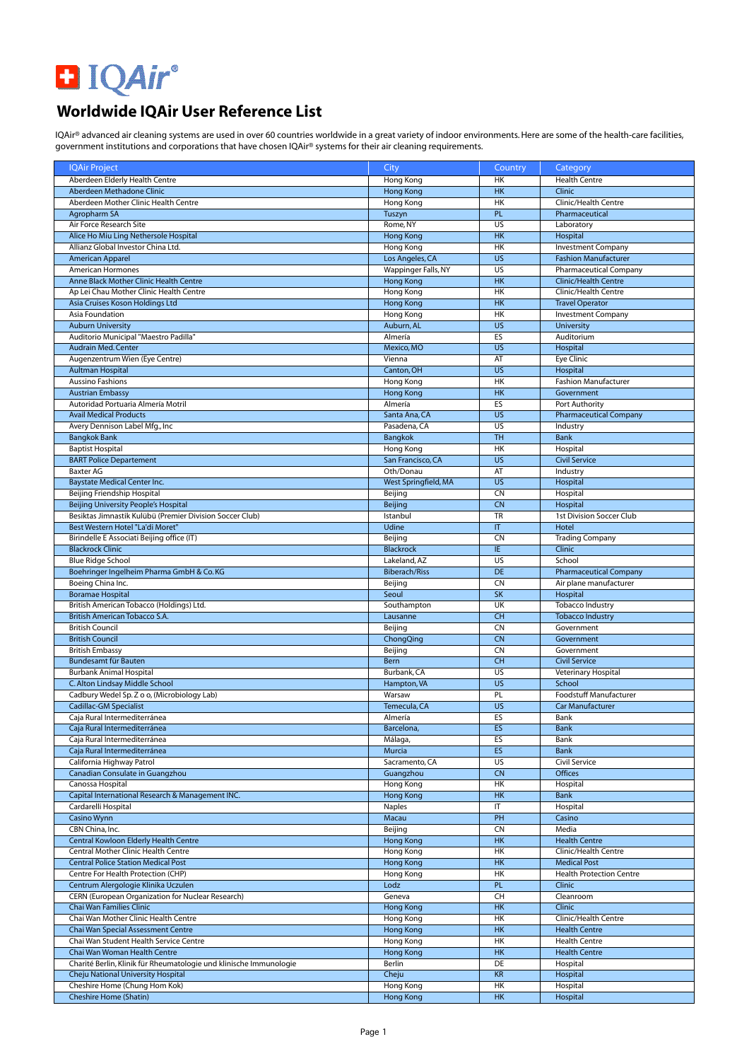# Worldwide IQAir User Reference List

IQAir® advanced air cleaning systems are used in over 60 countries worldwide in a great variety of indoor environments. Here are some of the health-care facilities, government institutions and corporations that have chosen IQAir® systems for their air cleaning requirements.

| IQAir Project | City | Country | Category |
|---|---|---|---|
| Aberdeen Elderly Health Centre | Hong Kong | HK | Health Centre |
| Aberdeen Methadone Clinic | Hong Kong | HK | Clinic |
| Aberdeen Mother Clinic Health Centre | Hong Kong | HK | Clinic/Health Centre |
| Agropharm SA | Tuszyn | PL | Pharmaceutical |
| Air Force Research Site | Rome, NY | US | Laboratory |
| Alice Ho Miu Ling Nethersole Hospital | Hong Kong | HK | Hospital |
| Allianz Global Investor China Ltd. | Hong Kong | HK | Investment Company |
| American Apparel | Los Angeles, CA | US | Fashion Manufacturer |
| American Hormones | Wappinger Falls, NY | US | Pharmaceutical Company |
| Anne Black Mother Clinic Health Centre | Hong Kong | HK | Clinic/Health Centre |
| Ap Lei Chau Mother Clinic Health Centre | Hong Kong | HK | Clinic/Health Centre |
| Asia Cruises Koson Holdings Ltd | Hong Kong | HK | Travel Operator |
| Asia Foundation | Hong Kong | HK | Investment Company |
| Auburn University | Auburn, AL | US | University |
| Auditorio Municipal "Maestro Padilla" | Almería | ES | Auditorium |
| Audrain Med. Center | Mexico, MO | US | Hospital |
| Augenzentrum Wien (Eye Centre) | Vienna | AT | Eye Clinic |
| Aultman Hospital | Canton, OH | US | Hospital |
| Aussino Fashions | Hong Kong | HK | Fashion Manufacturer |
| Austrian Embassy | Hong Kong | HK | Government |
| Autoridad Portuaria Almería Motril | Almería | ES | Port Authority |
| Avail Medical Products | Santa Ana, CA | US | Pharmaceutical Company |
| Avery Dennison Label Mfg., Inc | Pasadena, CA | US | Industry |
| Bangkok Bank | Bangkok | TH | Bank |
| Baptist Hospital | Hong Kong | HK | Hospital |
| BART Police Departement | San Francisco, CA | US | Civil Service |
| Baxter AG | Oth/Donau | AT | Industry |
| Baystate Medical Center Inc. | West Springfield, MA | US | Hospital |
| Beijing Friendship Hospital | Beijing | CN | Hospital |
| Beijing University People's Hospital | Beijing | CN | Hospital |
| Besiktas Jimnastik Kulübü (Premier Division Soccer Club) | Istanbul | TR | 1st Division Soccer Club |
| Best Western Hotel "La'di Moret" | Udine | IT | Hotel |
| Birindelle E Associati Beijing office (IT) | Beijing | CN | Trading Company |
| Blackrock Clinic | Blackrock | IE | Clinic |
| Blue Ridge School | Lakeland, AZ | US | School |
| Boehringer Ingelheim Pharma GmbH & Co. KG | Biberach/Riss | DE | Pharmaceutical Company |
| Boeing China Inc. | Beijing | CN | Air plane manufacturer |
| Boramae Hospital | Seoul | SK | Hospital |
| British American Tobacco (Holdings) Ltd. | Southampton | UK | Tobacco Industry |
| British American Tobacco S.A. | Lausanne | CH | Tobacco Industry |
| British Council | Beijing | CN | Government |
| British Council | ChongQing | CN | Government |
| British Embassy | Beijing | CN | Government |
| Bundesamt für Bauten | Bern | CH | Civil Service |
| Burbank Animal Hospital | Burbank, CA | US | Veterinary Hospital |
| C. Alton Lindsay Middle School | Hampton, VA | US | School |
| Cadbury Wedel Sp. Z o o, (Microbiology Lab) | Warsaw | PL | Foodstuff Manufacturer |
| Cadillac-GM Specialist | Temecula, CA | US | Car Manufacturer |
| Caja Rural Intermediterránea | Almería | ES | Bank |
| Caja Rural Intermediterránea | Barcelona, | ES | Bank |
| Caja Rural Intermediterránea | Málaga, | ES | Bank |
| Caja Rural Intermediterránea | Murcia | ES | Bank |
| California Highway Patrol | Sacramento, CA | US | Civil Service |
| Canadian Consulate in Guangzhou | Guangzhou | CN | Offices |
| Canossa Hospital | Hong Kong | HK | Hospital |
| Capital International Research & Management INC. | Hong Kong | HK | Bank |
| Cardarelli Hospital | Naples | IT | Hospital |
| Casino Wynn | Macau | PH | Casino |
| CBN China, Inc. | Beijing | CN | Media |
| Central Kowloon Elderly Health Centre | Hong Kong | HK | Health Centre |
| Central Mother Clinic Health Centre | Hong Kong | HK | Clinic/Health Centre |
| Central Police Station Medical Post | Hong Kong | HK | Medical Post |
| Centre For Health Protection (CHP) | Hong Kong | HK | Health Protection Centre |
| Centrum Alergologie Klinika Uczulen | Lodz | PL | Clinic |
| CERN (European Organization for Nuclear Research) | Geneva | CH | Cleanroom |
| Chai Wan Families Clinic | Hong Kong | HK | Clinic |
| Chai Wan Mother Clinic Health Centre | Hong Kong | HK | Clinic/Health Centre |
| Chai Wan Special Assessment Centre | Hong Kong | HK | Health Centre |
| Chai Wan Student Health Service Centre | Hong Kong | HK | Health Centre |
| Chai Wan Woman Health Centre | Hong Kong | HK | Health Centre |
| Charité Berlin, Klinik für Rheumatologie und klinische Immunologie | Berlin | DE | Hospital |
| Cheju National University Hospital | Cheju | KR | Hospital |
| Cheshire Home (Chung Hom Kok) | Hong Kong | HK | Hospital |
| Cheshire Home (Shatin) | Hong Kong | HK | Hospital |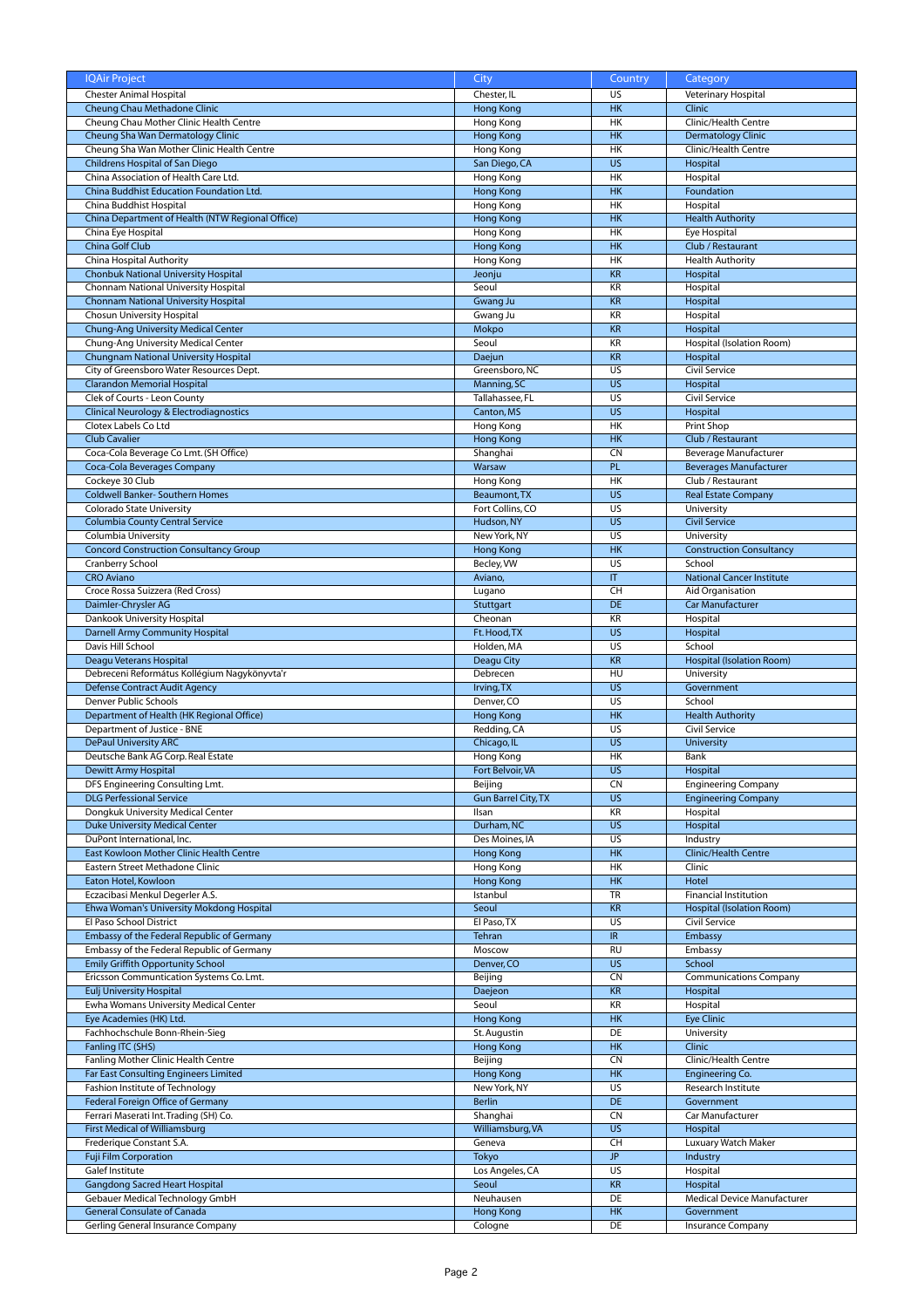| IQAir Project | City | Country | Category |
|---|---|---|---|
| Chester Animal Hospital | Chester, IL | US | Veterinary Hospital |
| Cheung Chau Methadone Clinic | Hong Kong | HK | Clinic |
| Cheung Chau Mother Clinic Health Centre | Hong Kong | HK | Clinic/Health Centre |
| Cheung Sha Wan Dermatology Clinic | Hong Kong | HK | Dermatology Clinic |
| Cheung Sha Wan Mother Clinic Health Centre | Hong Kong | HK | Clinic/Health Centre |
| Childrens Hospital of San Diego | San Diego, CA | US | Hospital |
| China Association of Health Care Ltd. | Hong Kong | HK | Hospital |
| China Buddhist Education Foundation Ltd. | Hong Kong | HK | Foundation |
| China Buddhist Hospital | Hong Kong | HK | Hospital |
| China Department of Health (NTW Regional Office) | Hong Kong | HK | Health Authority |
| China Eye Hospital | Hong Kong | HK | Eye Hospital |
| China Golf Club | Hong Kong | HK | Club / Restaurant |
| China Hospital Authority | Hong Kong | HK | Health Authority |
| Chonbuk National University Hospital | Jeonju | KR | Hospital |
| Chonnam National University Hospital | Seoul | KR | Hospital |
| Chonnam National University Hospital | Gwang Ju | KR | Hospital |
| Chosun University Hospital | Gwang Ju | KR | Hospital |
| Chung-Ang University Medical Center | Mokpo | KR | Hospital |
| Chung-Ang University Medical Center | Seoul | KR | Hospital (Isolation Room) |
| Chungnam National University Hospital | Daejun | KR | Hospital |
| City of Greensboro Water Resources Dept. | Greensboro, NC | US | Civil Service |
| Clarandon Memorial Hospital | Manning, SC | US | Hospital |
| Clek of Courts - Leon County | Tallahassee, FL | US | Civil Service |
| Clinical Neurology & Electrodiagnostics | Canton, MS | US | Hospital |
| Clotex Labels Co Ltd | Hong Kong | HK | Print Shop |
| Club Cavalier | Hong Kong | HK | Club / Restaurant |
| Coca-Cola Beverage Co Lmt. (SH Office) | Shanghai | CN | Beverage Manufacturer |
| Coca-Cola Beverages Company | Warsaw | PL | Beverages Manufacturer |
| Cockeye 30 Club | Hong Kong | HK | Club / Restaurant |
| Coldwell Banker- Southern Homes | Beaumont, TX | US | Real Estate Company |
| Colorado State University | Fort Collins, CO | US | University |
| Columbia County Central Service | Hudson, NY | US | Civil Service |
| Columbia University | New York, NY | US | University |
| Concord Construction Consultancy Group | Hong Kong | HK | Construction Consultancy |
| Cranberry School | Becley, VW | US | School |
| CRO Aviano | Aviano, | IT | National Cancer Institute |
| Croce Rossa Suizzera (Red Cross) | Lugano | CH | Aid Organisation |
| Daimler-Chrysler AG | Stuttgart | DE | Car Manufacturer |
| Dankook University Hospital | Cheonan | KR | Hospital |
| Darnell Army Community Hospital | Ft. Hood, TX | US | Hospital |
| Davis Hill School | Holden, MA | US | School |
| Deagu Veterans Hospital | Deagu City | KR | Hospital (Isolation Room) |
| Debreceni Református Kollégium Nagykönyvta'r | Debrecen | HU | University |
| Defense Contract Audit Agency | Irving, TX | US | Government |
| Denver Public Schools | Denver, CO | US | School |
| Department of Health (HK Regional Office) | Hong Kong | HK | Health Authority |
| Department of Justice - BNE | Redding, CA | US | Civil Service |
| DePaul University ARC | Chicago, IL | US | University |
| Deutsche Bank AG Corp. Real Estate | Hong Kong | HK | Bank |
| Dewitt Army Hospital | Fort Belvoir, VA | US | Hospital |
| DFS Engineering Consulting Lmt. | Beijing | CN | Engineering Company |
| DLG Perfessional Service | Gun Barrel City, TX | US | Engineering Company |
| Dongkuk University Medical Center | Ilsan | KR | Hospital |
| Duke University Medical Center | Durham, NC | US | Hospital |
| DuPont International, Inc. | Des Moines, IA | US | Industry |
| East Kowloon Mother Clinic Health Centre | Hong Kong | HK | Clinic/Health Centre |
| Eastern Street Methadone Clinic | Hong Kong | HK | Clinic |
| Eaton Hotel, Kowloon | Hong Kong | HK | Hotel |
| Eczacibasi Menkul Degerler A.S. | Istanbul | TR | Financial Institution |
| Ehwa Woman's University Mokdong Hospital | Seoul | KR | Hospital (Isolation Room) |
| El Paso School District | El Paso, TX | US | Civil Service |
| Embassy of the Federal Republic of Germany | Tehran | IR | Embassy |
| Embassy of the Federal Republic of Germany | Moscow | RU | Embassy |
| Emily Griffith Opportunity School | Denver, CO | US | School |
| Ericsson Communtication Systems Co. Lmt. | Beijing | CN | Communications Company |
| Eulj University Hospital | Daejeon | KR | Hospital |
| Ewha Womans University Medical Center | Seoul | KR | Hospital |
| Eye Academies (HK) Ltd. | Hong Kong | HK | Eye Clinic |
| Fachhochschule Bonn-Rhein-Sieg | St. Augustin | DE | University |
| Fanling ITC (SHS) | Hong Kong | HK | Clinic |
| Fanling Mother Clinic Health Centre | Beijing | CN | Clinic/Health Centre |
| Far East Consulting Engineers Limited | Hong Kong | HK | Engineering Co. |
| Fashion Institute of Technology | New York, NY | US | Research Institute |
| Federal Foreign Office of Germany | Berlin | DE | Government |
| Ferrari Maserati Int. Trading (SH) Co. | Shanghai | CN | Car Manufacturer |
| First Medical of Williamsburg | Williamsburg, VA | US | Hospital |
| Frederique Constant S.A. | Geneva | CH | Luxuary Watch Maker |
| Fuji Film Corporation | Tokyo | JP | Industry |
| Galef Institute | Los Angeles, CA | US | Hospital |
| Gangdong Sacred Heart Hospital | Seoul | KR | Hospital |
| Gebauer Medical Technology GmbH | Neuhausen | DE | Medical Device Manufacturer |
| General Consulate of Canada | Hong Kong | HK | Government |
| Gerling General Insurance Company | Cologne | DE | Insurance Company |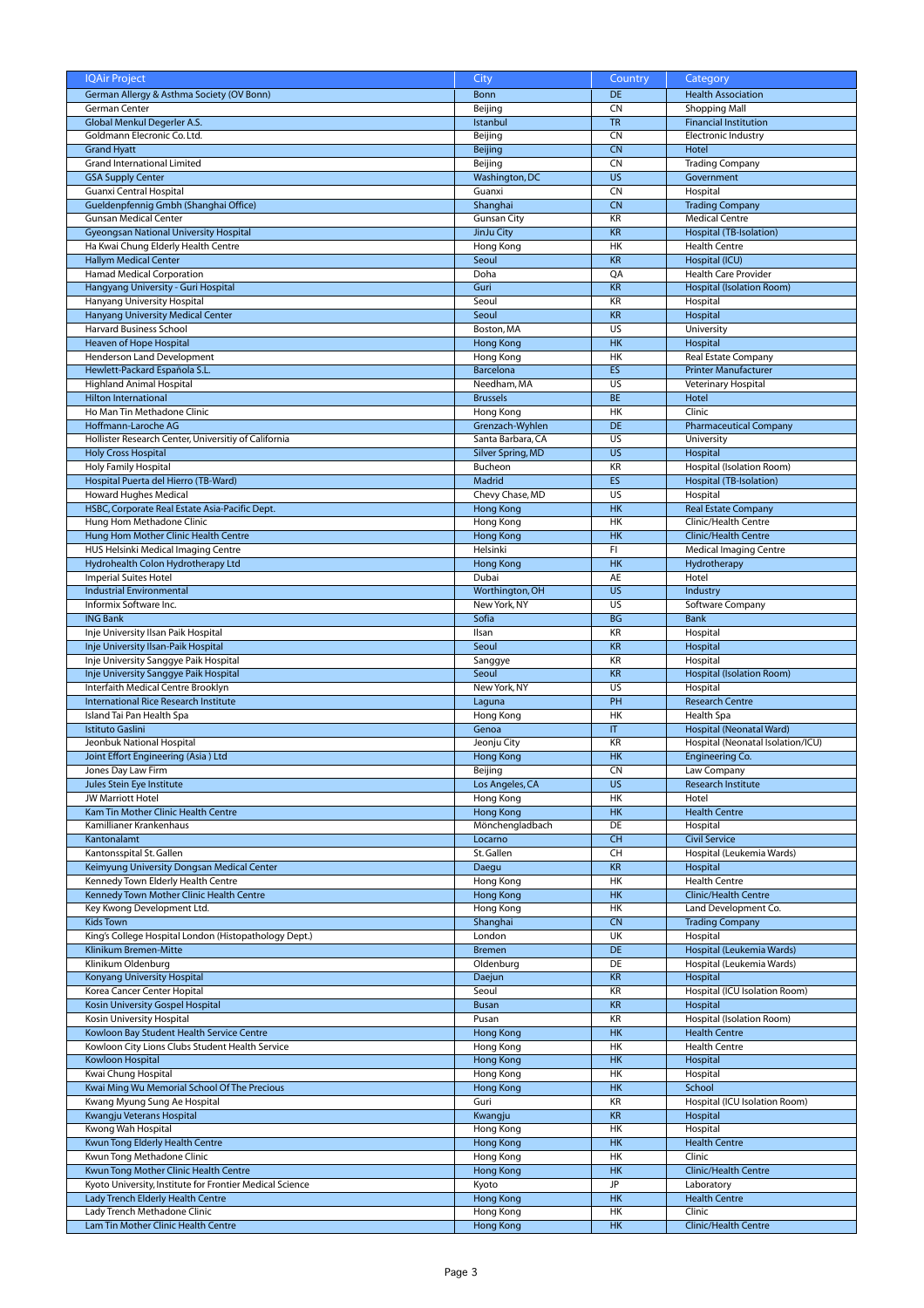| IQAir Project | City | Country | Category |
|---|---|---|---|
| German Allergy & Asthma Society (OV Bonn) | Bonn | DE | Health Association |
| German Center | Beijing | CN | Shopping Mall |
| Global Menkul Degerler A.S. | Istanbul | TR | Financial Institution |
| Goldmann Elecronic Co. Ltd. | Beijing | CN | Electronic Industry |
| Grand Hyatt | Beijing | CN | Hotel |
| Grand International Limited | Beijing | CN | Trading Company |
| GSA Supply Center | Washington, DC | US | Government |
| Guanxi Central Hospital | Guanxi | CN | Hospital |
| Gueldenpfennig Gmbh (Shanghai Office) | Shanghai | CN | Trading Company |
| Gunsan Medical Center | Gunsan City | KR | Medical Centre |
| Gyeongsan National University Hospital | JinJu City | KR | Hospital (TB-Isolation) |
| Ha Kwai Chung Elderly Health Centre | Hong Kong | HK | Health Centre |
| Hallym Medical Center | Seoul | KR | Hospital (ICU) |
| Hamad Medical Corporation | Doha | QA | Health Care Provider |
| Hangyang University - Guri Hospital | Guri | KR | Hospital (Isolation Room) |
| Hanyang University Hospital | Seoul | KR | Hospital |
| Hanyang University Medical Center | Seoul | KR | Hospital |
| Harvard Business School | Boston, MA | US | University |
| Heaven of Hope Hospital | Hong Kong | HK | Hospital |
| Henderson Land Development | Hong Kong | HK | Real Estate Company |
| Hewlett-Packard Española S.L. | Barcelona | ES | Printer Manufacturer |
| Highland Animal Hospital | Needham, MA | US | Veterinary Hospital |
| Hilton International | Brussels | BE | Hotel |
| Ho Man Tin Methadone Clinic | Hong Kong | HK | Clinic |
| Hoffmann-Laroche AG | Grenzach-Wyhlen | DE | Pharmaceutical Company |
| Hollister Research Center, Universitiy of California | Santa Barbara, CA | US | University |
| Holy Cross Hospital | Silver Spring, MD | US | Hospital |
| Holy Family Hospital | Bucheon | KR | Hospital (Isolation Room) |
| Hospital Puerta del Hierro (TB-Ward) | Madrid | ES | Hospital (TB-Isolation) |
| Howard Hughes Medical | Chevy Chase, MD | US | Hospital |
| HSBC, Corporate Real Estate Asia-Pacific Dept. | Hong Kong | HK | Real Estate Company |
| Hung Hom Methadone Clinic | Hong Kong | HK | Clinic/Health Centre |
| Hung Hom Mother Clinic Health Centre | Hong Kong | HK | Clinic/Health Centre |
| HUS Helsinki Medical Imaging Centre | Helsinki | FI | Medical Imaging Centre |
| Hydrohealth Colon Hydrotherapy Ltd | Hong Kong | HK | Hydrotherapy |
| Imperial Suites Hotel | Dubai | AE | Hotel |
| Industrial Environmental | Worthington, OH | US | Industry |
| Informix Software Inc. | New York, NY | US | Software Company |
| ING Bank | Sofia | BG | Bank |
| Inje University Ilsan Paik Hospital | Ilsan | KR | Hospital |
| Inje University Ilsan-Paik Hospital | Seoul | KR | Hospital |
| Inje University Sanggye Paik Hospital | Sanggye | KR | Hospital |
| Inje University Sanggye Paik Hospital | Seoul | KR | Hospital (Isolation Room) |
| Interfaith Medical Centre Brooklyn | New York, NY | US | Hospital |
| International Rice Research Institute | Laguna | PH | Research Centre |
| Island Tai Pan Health Spa | Hong Kong | HK | Health Spa |
| Istituto Gaslini | Genoa | IT | Hospital (Neonatal Ward) |
| Jeonbuk National Hospital | Jeonju City | KR | Hospital (Neonatal Isolation/ICU) |
| Joint Effort Engineering (Asia ) Ltd | Hong Kong | HK | Engineering Co. |
| Jones Day Law Firm | Beijing | CN | Law Company |
| Jules Stein Eye Institute | Los Angeles, CA | US | Research Institute |
| JW Marriott Hotel | Hong Kong | HK | Hotel |
| Kam Tin Mother Clinic Health Centre | Hong Kong | HK | Health Centre |
| Kamillianer Krankenhaus | Mönchengladbach | DE | Hospital |
| Kantonalamt | Locarno | CH | Civil Service |
| Kantonsspital St. Gallen | St. Gallen | CH | Hospital (Leukemia Wards) |
| Keimyung University Dongsan Medical Center | Daegu | KR | Hospital |
| Kennedy Town Elderly Health Centre | Hong Kong | HK | Health Centre |
| Kennedy Town Mother Clinic Health Centre | Hong Kong | HK | Clinic/Health Centre |
| Key Kwong Development Ltd. | Hong Kong | HK | Land Development Co. |
| Kids Town | Shanghai | CN | Trading Company |
| King's College Hospital London (Histopathology Dept.) | London | UK | Hospital |
| Klinikum Bremen-Mitte | Bremen | DE | Hospital (Leukemia Wards) |
| Klinikum Oldenburg | Oldenburg | DE | Hospital (Leukemia Wards) |
| Konyang University Hospital | Daejun | KR | Hospital |
| Korea Cancer Center Hopital | Seoul | KR | Hospital (ICU Isolation Room) |
| Kosin University Gospel Hospital | Busan | KR | Hospital |
| Kosin University Hospital | Pusan | KR | Hospital (Isolation Room) |
| Kowloon Bay Student Health Service Centre | Hong Kong | HK | Health Centre |
| Kowloon City Lions Clubs Student Health Service | Hong Kong | HK | Health Centre |
| Kowloon Hospital | Hong Kong | HK | Hospital |
| Kwai Chung Hospital | Hong Kong | HK | Hospital |
| Kwai Ming Wu Memorial School Of The Precious | Hong Kong | HK | School |
| Kwang Myung Sung Ae Hospital | Guri | KR | Hospital (ICU Isolation Room) |
| Kwangju Veterans Hospital | Kwangju | KR | Hospital |
| Kwong Wah Hospital | Hong Kong | HK | Hospital |
| Kwun Tong Elderly Health Centre | Hong Kong | HK | Health Centre |
| Kwun Tong Methadone Clinic | Hong Kong | HK | Clinic |
| Kwun Tong Mother Clinic Health Centre | Hong Kong | HK | Clinic/Health Centre |
| Kyoto University, Institute for Frontier Medical Science | Kyoto | JP | Laboratory |
| Lady Trench Elderly Health Centre | Hong Kong | HK | Health Centre |
| Lady Trench Methadone Clinic | Hong Kong | HK | Clinic |
| Lam Tin Mother Clinic Health Centre | Hong Kong | HK | Clinic/Health Centre |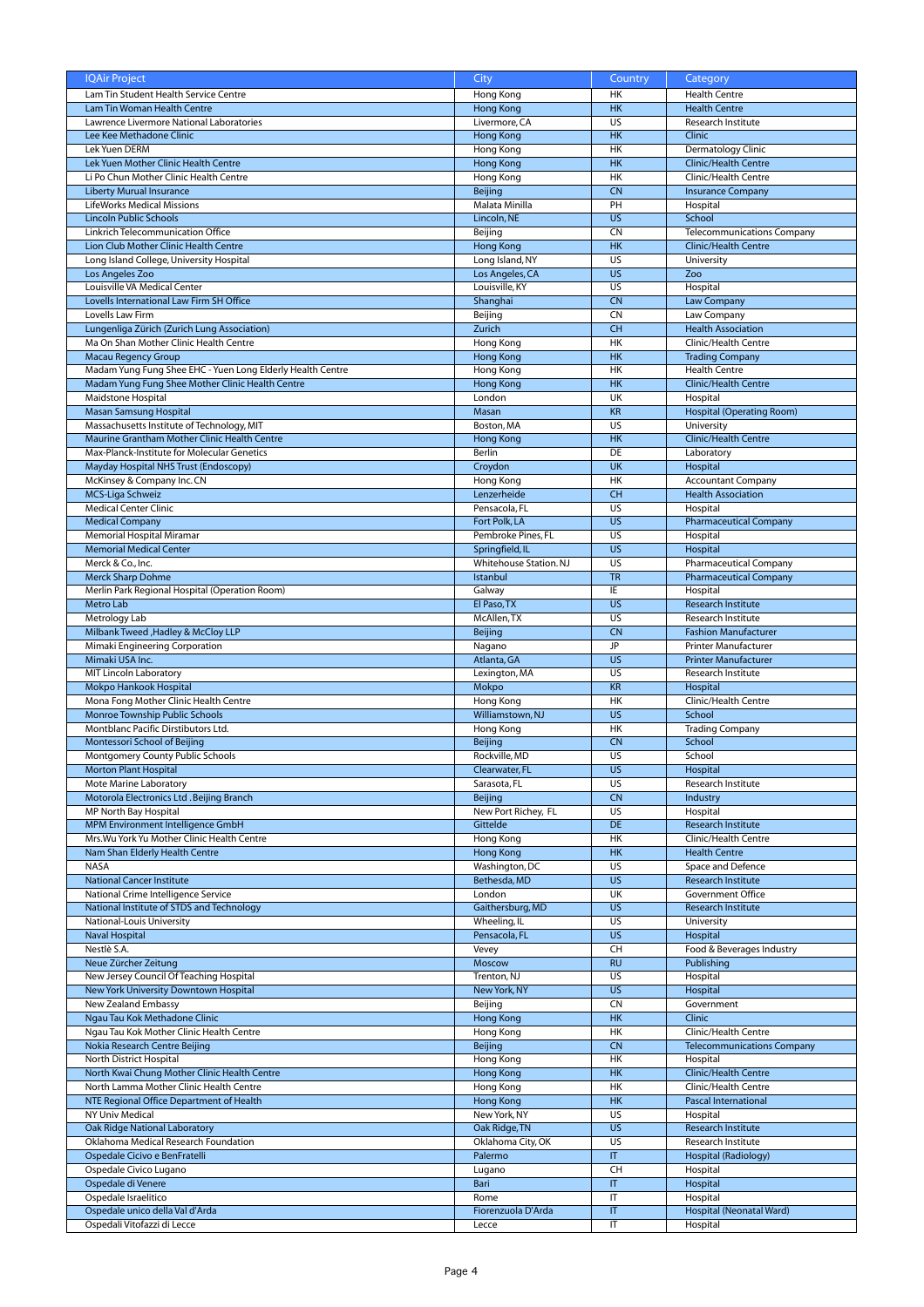| IQAir Project | City | Country | Category |
|---|---|---|---|
| Lam Tin Student Health Service Centre | Hong Kong | HK | Health Centre |
| Lam Tin Woman Health Centre | Hong Kong | HK | Health Centre |
| Lawrence Livermore National Laboratories | Livermore, CA | US | Research Institute |
| Lee Kee Methadone Clinic | Hong Kong | HK | Clinic |
| Lek Yuen DERM | Hong Kong | HK | Dermatology Clinic |
| Lek Yuen Mother Clinic Health Centre | Hong Kong | HK | Clinic/Health Centre |
| Li Po Chun Mother Clinic Health Centre | Hong Kong | HK | Clinic/Health Centre |
| Liberty Murual Insurance | Beijing | CN | Insurance Company |
| LifeWorks Medical Missions | Malata Minilla | PH | Hospital |
| Lincoln Public Schools | Lincoln, NE | US | School |
| Linkrich Telecommunication Office | Beijing | CN | Telecommunications Company |
| Lion Club Mother Clinic Health Centre | Hong Kong | HK | Clinic/Health Centre |
| Long Island College, University Hospital | Long Island, NY | US | University |
| Los Angeles Zoo | Los Angeles, CA | US | Zoo |
| Louisville VA Medical Center | Louisville, KY | US | Hospital |
| Lovells International Law Firm SH Office | Shanghai | CN | Law Company |
| Lovells Law Firm | Beijing | CN | Law Company |
| Lungenliga Zürich (Zurich Lung Association) | Zurich | CH | Health Association |
| Ma On Shan Mother Clinic Health Centre | Hong Kong | HK | Clinic/Health Centre |
| Macau Regency Group | Hong Kong | HK | Trading Company |
| Madam Yung Fung Shee EHC - Yuen Long Elderly Health Centre | Hong Kong | HK | Health Centre |
| Madam Yung Fung Shee Mother Clinic Health Centre | Hong Kong | HK | Clinic/Health Centre |
| Maidstone Hospital | London | UK | Hospital |
| Masan Samsung Hospital | Masan | KR | Hospital (Operating Room) |
| Massachusetts Institute of Technology, MIT | Boston, MA | US | University |
| Maurine Grantham Mother Clinic Health Centre | Hong Kong | HK | Clinic/Health Centre |
| Max-Planck-Institute for Molecular Genetics | Berlin | DE | Laboratory |
| Mayday Hospital NHS Trust (Endoscopy) | Croydon | UK | Hospital |
| McKinsey & Company Inc. CN | Hong Kong | HK | Accountant Company |
| MCS-Liga Schweiz | Lenzerheide | CH | Health Association |
| Medical Center Clinic | Pensacola, FL | US | Hospital |
| Medical Company | Fort Polk, LA | US | Pharmaceutical Company |
| Memorial Hospital Miramar | Pembroke Pines, FL | US | Hospital |
| Memorial Medical Center | Springfield, IL | US | Hospital |
| Merck & Co., Inc. | Whitehouse Station. NJ | US | Pharmaceutical Company |
| Merck Sharp Dohme | Istanbul | TR | Pharmaceutical Company |
| Merlin Park Regional Hospital (Operation Room) | Galway | IE | Hospital |
| Metro Lab | El Paso, TX | US | Research Institute |
| Metrology Lab | McAllen, TX | US | Research Institute |
| Milbank Tweed ,Hadley & McCloy LLP | Beijing | CN | Fashion Manufacturer |
| Mimaki Engineering Corporation | Nagano | JP | Printer Manufacturer |
| Mimaki USA Inc. | Atlanta, GA | US | Printer Manufacturer |
| MIT Lincoln Laboratory | Lexington, MA | US | Research Institute |
| Mokpo Hankook Hospital | Mokpo | KR | Hospital |
| Mona Fong Mother Clinic Health Centre | Hong Kong | HK | Clinic/Health Centre |
| Monroe Township Public Schools | Williamstown, NJ | US | School |
| Montblanc Pacific Dirstibutors Ltd. | Hong Kong | HK | Trading Company |
| Montessori School of Beijing | Beijing | CN | School |
| Montgomery County Public Schools | Rockville, MD | US | School |
| Morton Plant Hospital | Clearwater, FL | US | Hospital |
| Mote Marine Laboratory | Sarasota, FL | US | Research Institute |
| Motorola Electronics Ltd . Beijing Branch | Beijing | CN | Industry |
| MP North Bay Hospital | New Port Richey, FL | US | Hospital |
| MPM Environment Intelligence GmbH | Gittelde | DE | Research Institute |
| Mrs.Wu York Yu Mother Clinic Health Centre | Hong Kong | HK | Clinic/Health Centre |
| Nam Shan Elderly Health Centre | Hong Kong | HK | Health Centre |
| NASA | Washington, DC | US | Space and Defence |
| National Cancer Institute | Bethesda, MD | US | Research Institute |
| National Crime Intelligence Service | London | UK | Government Office |
| National Institute of STDS and Technology | Gaithersburg, MD | US | Research Institute |
| National-Louis University | Wheeling, IL | US | University |
| Naval Hospital | Pensacola, FL | US | Hospital |
| Nestlè S.A. | Vevey | CH | Food & Beverages Industry |
| Neue Zürcher Zeitung | Moscow | RU | Publishing |
| New Jersey Council Of Teaching Hospital | Trenton, NJ | US | Hospital |
| New York University Downtown Hospital | New York, NY | US | Hospital |
| New Zealand Embassy | Beijing | CN | Government |
| Ngau Tau Kok Methadone Clinic | Hong Kong | HK | Clinic |
| Ngau Tau Kok Mother Clinic Health Centre | Hong Kong | HK | Clinic/Health Centre |
| Nokia Research Centre Beijing | Beijing | CN | Telecommunications Company |
| North District Hospital | Hong Kong | HK | Hospital |
| North Kwai Chung Mother Clinic Health Centre | Hong Kong | HK | Clinic/Health Centre |
| North Lamma Mother Clinic Health Centre | Hong Kong | HK | Clinic/Health Centre |
| NTE Regional Office Department of Health | Hong Kong | HK | Pascal International |
| NY Univ Medical | New York, NY | US | Hospital |
| Oak Ridge National Laboratory | Oak Ridge, TN | US | Research Institute |
| Oklahoma Medical Research Foundation | Oklahoma City, OK | US | Research Institute |
| Ospedale Cicivo e BenFratelli | Palermo | IT | Hospital (Radiology) |
| Ospedale Civico Lugano | Lugano | CH | Hospital |
| Ospedale di Venere | Bari | IT | Hospital |
| Ospedale Israelitico | Rome | IT | Hospital |
| Ospedale unico della Val d'Arda | Fiorenzuola D'Arda | IT | Hospital (Neonatal Ward) |
| Ospedali Vitofazzi di Lecce | Lecce | IT | Hospital |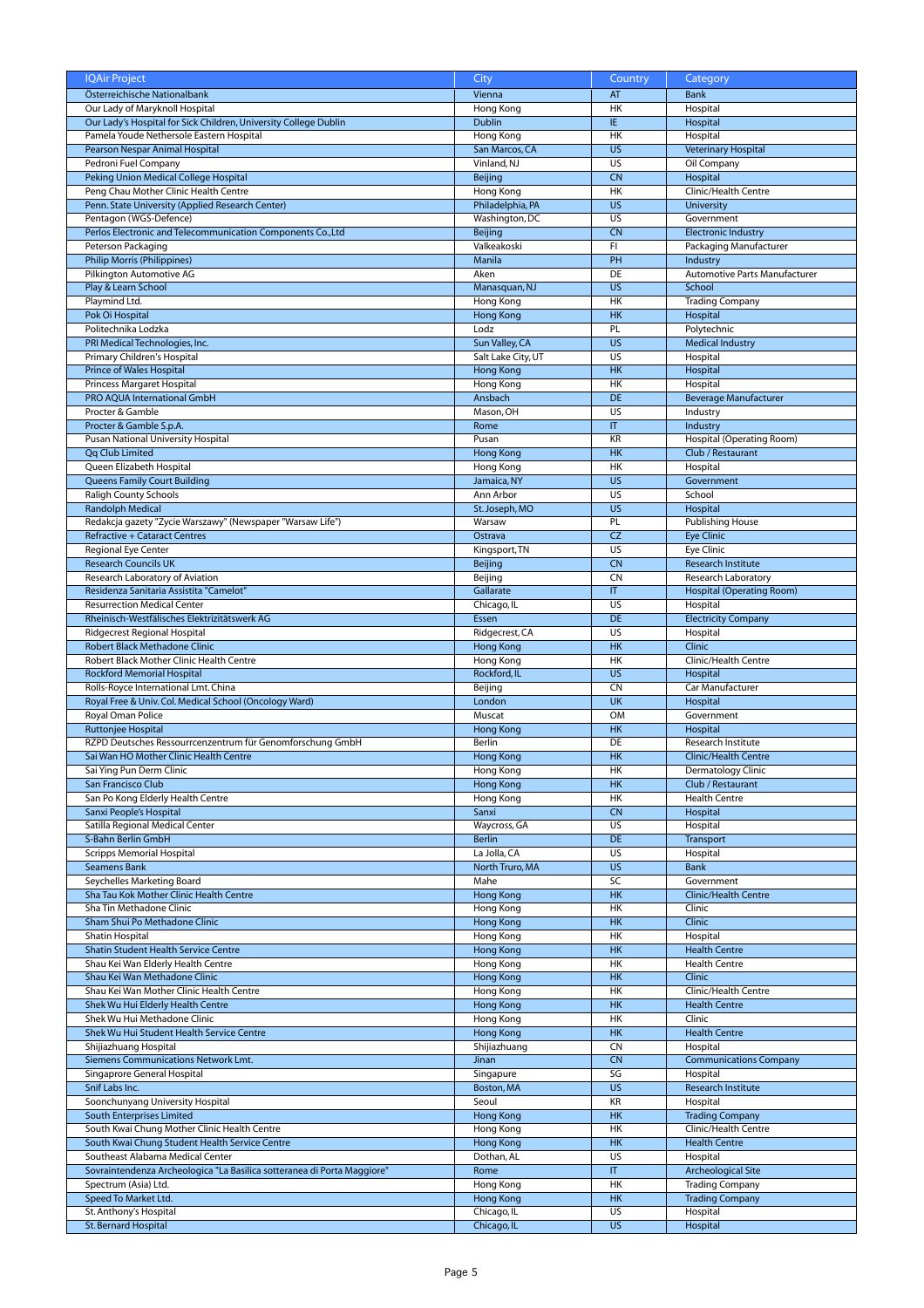| IQAir Project | City | Country | Category |
|---|---|---|---|
| Österreichische Nationalbank | Vienna | AT | Bank |
| Our Lady of Maryknoll Hospital | Hong Kong | HK | Hospital |
| Our Lady's Hospital for Sick Children, University College Dublin | Dublin | IE | Hospital |
| Pamela Youde Nethersole Eastern Hospital | Hong Kong | HK | Hospital |
| Pearson Nespar Animal Hospital | San Marcos, CA | US | Veterinary Hospital |
| Pedroni Fuel Company | Vinland, NJ | US | Oil Company |
| Peking Union Medical College Hospital | Beijing | CN | Hospital |
| Peng Chau Mother Clinic Health Centre | Hong Kong | HK | Clinic/Health Centre |
| Penn. State University (Applied Research Center) | Philadelphia, PA | US | University |
| Pentagon (WGS-Defence) | Washington, DC | US | Government |
| Perlos Electronic and Telecommunication Components Co.,Ltd | Beijing | CN | Electronic Industry |
| Peterson Packaging | Valkeakoski | FI | Packaging Manufacturer |
| Philip Morris (Philippines) | Manila | PH | Industry |
| Pilkington Automotive AG | Aken | DE | Automotive Parts Manufacturer |
| Play & Learn School | Manasquan, NJ | US | School |
| Playmind Ltd. | Hong Kong | HK | Trading Company |
| Pok Oi Hospital | Hong Kong | HK | Hospital |
| Politechnika Lodzka | Lodz | PL | Polytechnic |
| PRI Medical Technologies, Inc. | Sun Valley, CA | US | Medical Industry |
| Primary Children's Hospital | Salt Lake City, UT | US | Hospital |
| Prince of Wales Hospital | Hong Kong | HK | Hospital |
| Princess Margaret Hospital | Hong Kong | HK | Hospital |
| PRO AQUA International GmbH | Ansbach | DE | Beverage Manufacturer |
| Procter & Gamble | Mason, OH | US | Industry |
| Procter & Gamble S.p.A. | Rome | IT | Industry |
| Pusan National University Hospital | Pusan | KR | Hospital (Operating Room) |
| Qq Club Limited | Hong Kong | HK | Club / Restaurant |
| Queen Elizabeth Hospital | Hong Kong | HK | Hospital |
| Queens Family Court Building | Jamaica, NY | US | Government |
| Raligh County Schools | Ann Arbor | US | School |
| Randolph Medical | St. Joseph, MO | US | Hospital |
| Redakcja gazety "Zycie Warszawy" (Newspaper "Warsaw Life") | Warsaw | PL | Publishing House |
| Refractive + Cataract Centres | Ostrava | CZ | Eye Clinic |
| Regional Eye Center | Kingsport, TN | US | Eye Clinic |
| Research Councils UK | Beijing | CN | Research Institute |
| Research Laboratory of Aviation | Beijing | CN | Research Laboratory |
| Residenza Sanitaria Assistita "Camelot" | Gallarate | IT | Hospital (Operating Room) |
| Resurrection Medical Center | Chicago, IL | US | Hospital |
| Rheinisch-Westfälisches Elektrizitätswerk AG | Essen | DE | Electricity Company |
| Ridgecrest Regional Hospital | Ridgecrest, CA | US | Hospital |
| Robert Black Methadone Clinic | Hong Kong | HK | Clinic |
| Robert Black Mother Clinic Health Centre | Hong Kong | HK | Clinic/Health Centre |
| Rockford Memorial Hospital | Rockford, IL | US | Hospital |
| Rolls-Royce International Lmt. China | Beijing | CN | Car Manufacturer |
| Royal Free & Univ. Col. Medical School (Oncology Ward) | London | UK | Hospital |
| Royal Oman Police | Muscat | OM | Government |
| Ruttonjee Hospital | Hong Kong | HK | Hospital |
| RZPD Deutsches Ressourrcenzentrum für Genomforschung GmbH | Berlin | DE | Research Institute |
| Sai Wan HO Mother Clinic Health Centre | Hong Kong | HK | Clinic/Health Centre |
| Sai Ying Pun Derm Clinic | Hong Kong | HK | Dermatology Clinic |
| San Francisco Club | Hong Kong | HK | Club / Restaurant |
| San Po Kong Elderly Health Centre | Hong Kong | HK | Health Centre |
| Sanxi People's Hospital | Sanxi | CN | Hospital |
| Satilla Regional Medical Center | Waycross, GA | US | Hospital |
| S-Bahn Berlin GmbH | Berlin | DE | Transport |
| Scripps Memorial Hospital | La Jolla, CA | US | Hospital |
| Seamens Bank | North Truro, MA | US | Bank |
| Seychelles Marketing Board | Mahe | SC | Government |
| Sha Tau Kok Mother Clinic Health Centre | Hong Kong | HK | Clinic/Health Centre |
| Sha Tin Methadone Clinic | Hong Kong | HK | Clinic |
| Sham Shui Po Methadone Clinic | Hong Kong | HK | Clinic |
| Shatin Hospital | Hong Kong | HK | Hospital |
| Shatin Student Health Service Centre | Hong Kong | HK | Health Centre |
| Shau Kei Wan Elderly Health Centre | Hong Kong | HK | Health Centre |
| Shau Kei Wan Methadone Clinic | Hong Kong | HK | Clinic |
| Shau Kei Wan Mother Clinic Health Centre | Hong Kong | HK | Clinic/Health Centre |
| Shek Wu Hui Elderly Health Centre | Hong Kong | HK | Health Centre |
| Shek Wu Hui Methadone Clinic | Hong Kong | HK | Clinic |
| Shek Wu Hui Student Health Service Centre | Hong Kong | HK | Health Centre |
| Shijiazhuang Hospital | Shijiazhuang | CN | Hospital |
| Siemens Communications Network Lmt. | Jinan | CN | Communications Company |
| Singaprore General Hospital | Singapure | SG | Hospital |
| Snif Labs Inc. | Boston, MA | US | Research Institute |
| Soonchunyang University Hospital | Seoul | KR | Hospital |
| South Enterprises Limited | Hong Kong | HK | Trading Company |
| South Kwai Chung Mother Clinic Health Centre | Hong Kong | HK | Clinic/Health Centre |
| South Kwai Chung Student Health Service Centre | Hong Kong | HK | Health Centre |
| Southeast Alabama Medical Center | Dothan, AL | US | Hospital |
| Sovraintendenza Archeologica "La Basilica sotteranea di Porta Maggiore" | Rome | IT | Archeological Site |
| Spectrum (Asia) Ltd. | Hong Kong | HK | Trading Company |
| Speed To Market Ltd. | Hong Kong | HK | Trading Company |
| St. Anthony's Hospital | Chicago, IL | US | Hospital |
| St. Bernard Hospital | Chicago, IL | US | Hospital |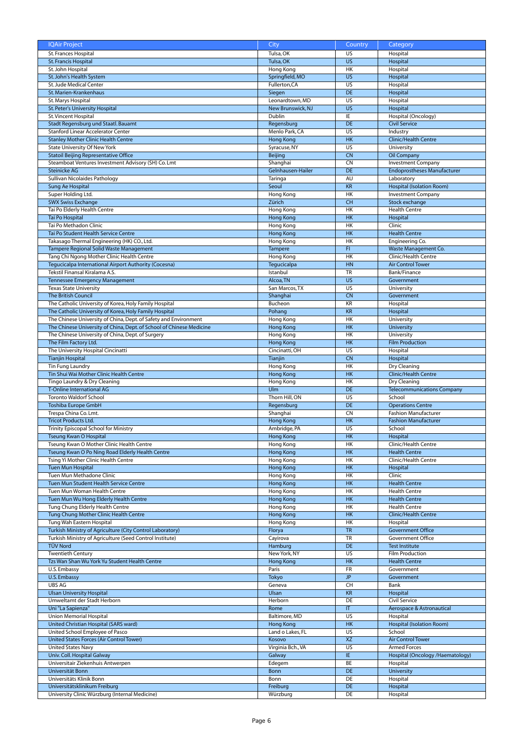| IQAir Project | City | Country | Category |
|---|---|---|---|
| St. Frances Hospital | Tulsa, OK | US | Hospital |
| St. Francis Hospital | Tulsa, OK | US | Hospital |
| St. John Hospital | Hong Kong | HK | Hospital |
| St. John's Health System | Springfield, MO | US | Hospital |
| St. Jude Medical Center | Fullerton,CA | US | Hospital |
| St. Marien-Krankenhaus | Siegen | DE | Hospital |
| St. Marys Hospital | Leonardtown, MD | US | Hospital |
| St. Peter's University Hospital | New Brunswick, NJ | US | Hospital |
| St. Vincent Hospital | Dublin | IE | Hospital (Oncology) |
| Stadt Regensburg und Staatl. Bauamt | Regensburg | DE | Civil Service |
| Stanford Linear Accelerator Center | Menlo Park, CA | US | Industry |
| Stanley Mother Clinic Health Centre | Hong Kong | HK | Clinic/Health Centre |
| State University Of New York | Syracuse, NY | US | University |
| Statoil Beijing Representative Office | Beijing | CN | Oil Company |
| Steamboat Ventures Investment Advisory (SH) Co. Lmt | Shanghai | CN | Investment Company |
| Steinicke AG | Gelnhausen-Hailer | DE | Endoprostheses Manufacturer |
| Sullivan Nicolaides Pathology | Taringa | AU | Laboratory |
| Sung Ae Hospital | Seoul | KR | Hospital (Isolation Room) |
| Super Holding Ltd. | Hong Kong | HK | Investment Company |
| SWX Swiss Exchange | Zürich | CH | Stock exchange |
| Tai Po Elderly Health Centre | Hong Kong | HK | Health Centre |
| Tai Po Hospital | Hong Kong | HK | Hospital |
| Tai Po Methadon Clinic | Hong Kong | HK | Clinic |
| Tai Po Student Health Service Centre | Hong Kong | HK | Health Centre |
| Takasago Thermal Engineering (HK) CO., Ltd. | Hong Kong | HK | Engineering Co. |
| Tampere Regional Solid Waste Management | Tampere | FI | Waste Management Co. |
| Tang Chi Ngong Mother Clinic Health Centre | Hong Kong | HK | Clinic/Health Centre |
| Tegucicalpa International Airport Authority (Cocesna) | Tegucicalpa | HN | Air Control Tower |
| Tekstil Finansal Kiralama A.S. | Istanbul | TR | Bank/Finance |
| Tennessee Emergency Management | Alcoa, TN | US | Government |
| Texas State University | San Marcos, TX | US | University |
| The British Council | Shanghai | CN | Government |
| The Catholic University of Korea, Holy Family Hospital | Bucheon | KR | Hospital |
| The Catholic University of Korea, Holy Family Hospital | Pohang | KR | Hospital |
| The Chinese University of China, Dept. of Safety and Environment | Hong Kong | HK | University |
| The Chinese University of China, Dept. of School of Chinese Medicine | Hong Kong | HK | University |
| The Chinese University of China, Dept. of Surgery | Hong Kong | HK | University |
| The Film Factory Ltd. | Hong Kong | HK | Film Production |
| The University Hospital Cincinatti | Cincinatti, OH | US | Hospital |
| Tianjin Hospital | Tianjin | CN | Hospital |
| Tin Fung Laundry | Hong Kong | HK | Dry Cleaning |
| Tin Shui Wai Mother Clinic Health Centre | Hong Kong | HK | Clinic/Health Centre |
| Tingo Laundry & Dry Cleaning | Hong Kong | HK | Dry Cleaning |
| T-Online International AG | Ulm | DE | Telecommunications Company |
| Toronto Waldorf School | Thorn Hill, ON | US | School |
| Toshiba Europe GmbH | Regensburg | DE | Operations Centre |
| Trespa China Co. Lmt. | Shanghai | CN | Fashion Manufacturer |
| Tricot Products Ltd. | Hong Kong | HK | Fashion Manufacturer |
| Trinity Episcopal School for Ministry | Ambridge, PA | US | School |
| Tseung Kwan O Hospital | Hong Kong | HK | Hospital |
| Tseung Kwan O Mother Clinic Health Centre | Hong Kong | HK | Clinic/Health Centre |
| Tseung Kwan O Po Ning Road Elderly Health Centre | Hong Kong | HK | Health Centre |
| Tsing Yi Mother Clinic Health Centre | Hong Kong | HK | Clinic/Health Centre |
| Tuen Mun Hospital | Hong Kong | HK | Hospital |
| Tuen Mun Methadone Clinic | Hong Kong | HK | Clinic |
| Tuen Mun Student Health Service Centre | Hong Kong | HK | Health Centre |
| Tuen Mun Woman Health Centre | Hong Kong | HK | Health Centre |
| Tuen Mun Wu Hong Elderly Health Centre | Hong Kong | HK | Health Centre |
| Tung Chung Elderly Health Centre | Hong Kong | HK | Health Centre |
| Tung Chung Mother Clinic Health Centre | Hong Kong | HK | Clinic/Health Centre |
| Tung Wah Eastern Hospital | Hong Kong | HK | Hospital |
| Turkish Ministry of Agriculture (City Control Laboratory) | Florya | TR | Government Office |
| Turkish Ministry of Agriculture (Seed Control Institute) | Cayirova | TR | Government Office |
| TÜV Nord | Hamburg | DE | Test Institute |
| Twentieth Century | New York, NY | US | Film Production |
| Tzs Wan Shan Wu York Yu Student Health Centre | Hong Kong | HK | Health Centre |
| U.S. Embassy | Paris | FR | Government |
| U.S. Embassy | Tokyo | JP | Government |
| UBS AG | Geneva | CH | Bank |
| Ulsan University Hospital | Ulsan | KR | Hospital |
| Umweltamt der Stadt Herborn | Herborn | DE | Civil Service |
| Uni "La Sapienza" | Rome | IT | Aerospace & Astronautical |
| Union Memorial Hospital | Baltimore, MD | US | Hospital |
| United Christian Hospital (SARS ward) | Hong Kong | HK | Hospital (Isolation Room) |
| United School Employee of Pasco | Land o Lakes, FL | US | School |
| United States Forces (Air Control Tower) | Kosovo | XZ | Air Control Tower |
| United States Navy | Virginia Bch., VA | US | Armed Forces |
| Univ. Coll. Hospital Galway | Galway | IE | Hospital (Oncology /Haematology) |
| Universitair Ziekenhuis Antwerpen | Edegem | BE | Hospital |
| Universität Bonn | Bonn | DE | University |
| Universitäts Klinik Bonn | Bonn | DE | Hospital |
| Universitätsklinikum Freiburg | Freiburg | DE | Hospital |
| University Clinic Würzburg (Internal Medicine) | Würzburg | DE | Hospital |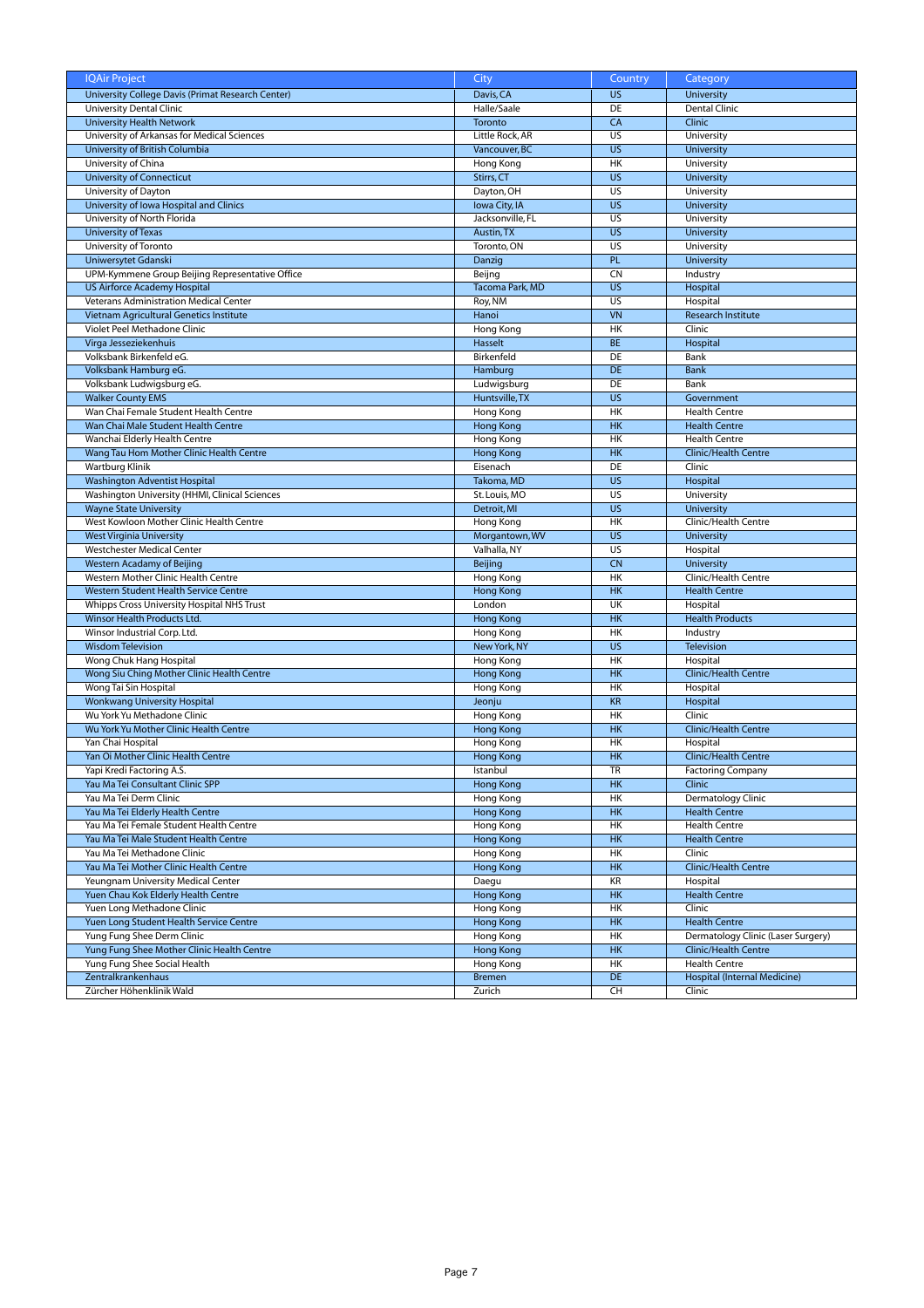| IQAir Project | City | Country | Category |
|---|---|---|---|
| University College Davis (Primat Research Center) | Davis, CA | US | University |
| University Dental Clinic | Halle/Saale | DE | Dental Clinic |
| University Health Network | Toronto | CA | Clinic |
| University of Arkansas for Medical Sciences | Little Rock, AR | US | University |
| University of British Columbia | Vancouver, BC | US | University |
| University of China | Hong Kong | HK | University |
| University of Connecticut | Stirrs, CT | US | University |
| University of Dayton | Dayton, OH | US | University |
| University of Iowa Hospital and Clinics | Iowa City, IA | US | University |
| University of North Florida | Jacksonville, FL | US | University |
| University of Texas | Austin, TX | US | University |
| University of Toronto | Toronto, ON | US | University |
| Uniwersytet Gdanski | Danzig | PL | University |
| UPM-Kymmene Group Beijing Representative Office | Beijng | CN | Industry |
| US Airforce Academy Hospital | Tacoma Park, MD | US | Hospital |
| Veterans Administration Medical Center | Roy, NM | US | Hospital |
| Vietnam Agricultural Genetics Institute | Hanoi | VN | Research Institute |
| Violet Peel Methadone Clinic | Hong Kong | HK | Clinic |
| Virga Jesseziekenhuis | Hasselt | BE | Hospital |
| Volksbank Birkenfeld eG. | Birkenfeld | DE | Bank |
| Volksbank Hamburg eG. | Hamburg | DE | Bank |
| Volksbank Ludwigsburg eG. | Ludwigsburg | DE | Bank |
| Walker County EMS | Huntsville, TX | US | Government |
| Wan Chai Female Student Health Centre | Hong Kong | HK | Health Centre |
| Wan Chai Male Student Health Centre | Hong Kong | HK | Health Centre |
| Wanchai Elderly Health Centre | Hong Kong | HK | Health Centre |
| Wang Tau Hom Mother Clinic Health Centre | Hong Kong | HK | Clinic/Health Centre |
| Wartburg Klinik | Eisenach | DE | Clinic |
| Washington Adventist Hospital | Takoma, MD | US | Hospital |
| Washington University (HHMI, Clinical Sciences | St. Louis, MO | US | University |
| Wayne State University | Detroit, MI | US | University |
| West Kowloon Mother Clinic Health Centre | Hong Kong | HK | Clinic/Health Centre |
| West Virginia University | Morgantown, WV | US | University |
| Westchester Medical Center | Valhalla, NY | US | Hospital |
| Western Acadamy of Beijing | Beijing | CN | University |
| Western Mother Clinic Health Centre | Hong Kong | HK | Clinic/Health Centre |
| Western Student Health Service Centre | Hong Kong | HK | Health Centre |
| Whipps Cross University Hospital NHS Trust | London | UK | Hospital |
| Winsor Health Products Ltd. | Hong Kong | HK | Health Products |
| Winsor Industrial Corp. Ltd. | Hong Kong | HK | Industry |
| Wisdom Television | New York, NY | US | Television |
| Wong Chuk Hang Hospital | Hong Kong | HK | Hospital |
| Wong Siu Ching Mother Clinic Health Centre | Hong Kong | HK | Clinic/Health Centre |
| Wong Tai Sin Hospital | Hong Kong | HK | Hospital |
| Wonkwang University Hospital | Jeonju | KR | Hospital |
| Wu York Yu Methadone Clinic | Hong Kong | HK | Clinic |
| Wu York Yu Mother Clinic Health Centre | Hong Kong | HK | Clinic/Health Centre |
| Yan Chai Hospital | Hong Kong | HK | Hospital |
| Yan Oi Mother Clinic Health Centre | Hong Kong | HK | Clinic/Health Centre |
| Yapi Kredi Factoring A.S. | Istanbul | TR | Factoring Company |
| Yau Ma Tei Consultant Clinic SPP | Hong Kong | HK | Clinic |
| Yau Ma Tei Derm Clinic | Hong Kong | HK | Dermatology Clinic |
| Yau Ma Tei Elderly Health Centre | Hong Kong | HK | Health Centre |
| Yau Ma Tei Female Student Health Centre | Hong Kong | HK | Health Centre |
| Yau Ma Tei Male Student Health Centre | Hong Kong | HK | Health Centre |
| Yau Ma Tei Methadone Clinic | Hong Kong | HK | Clinic |
| Yau Ma Tei Mother Clinic Health Centre | Hong Kong | HK | Clinic/Health Centre |
| Yeungnam University Medical Center | Daegu | KR | Hospital |
| Yuen Chau Kok Elderly Health Centre | Hong Kong | HK | Health Centre |
| Yuen Long Methadone Clinic | Hong Kong | HK | Clinic |
| Yuen Long Student Health Service Centre | Hong Kong | HK | Health Centre |
| Yung Fung Shee Derm Clinic | Hong Kong | HK | Dermatology Clinic (Laser Surgery) |
| Yung Fung Shee Mother Clinic Health Centre | Hong Kong | HK | Clinic/Health Centre |
| Yung Fung Shee Social Health | Hong Kong | HK | Health Centre |
| Zentralkrankenhaus | Bremen | DE | Hospital (Internal Medicine) |
| Zürcher Höhenklinik Wald | Zurich | CH | Clinic |